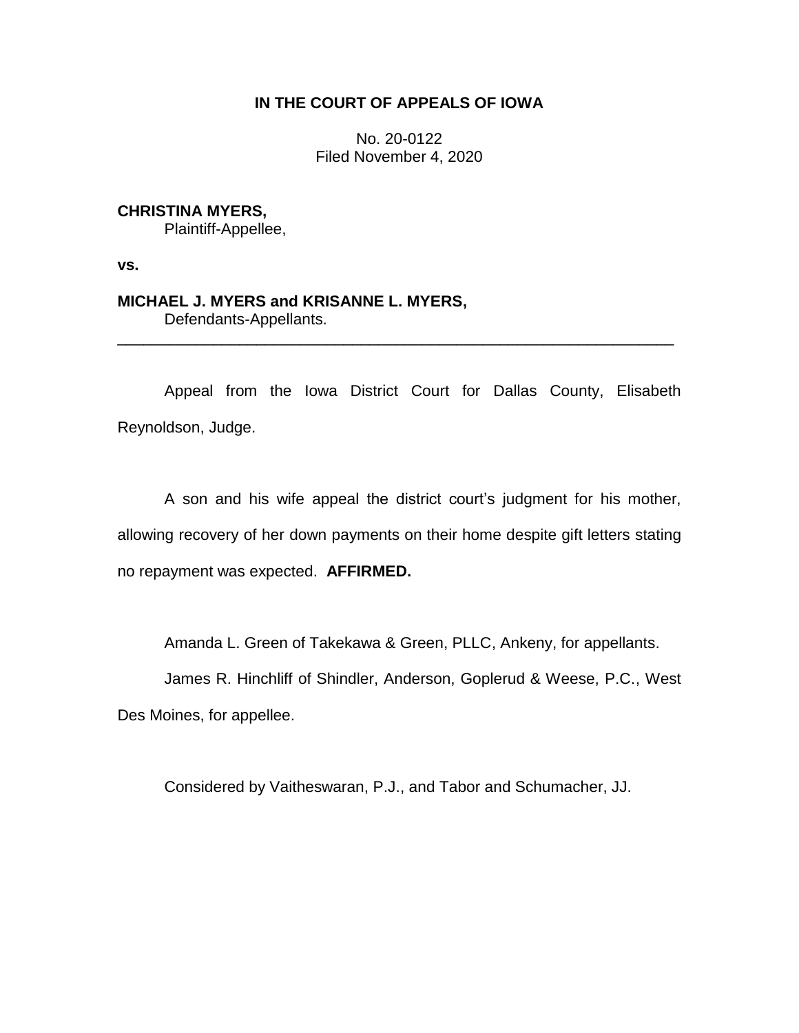**IN THE COURT OF APPEALS OF IOWA**

No. 20-0122
Filed November 4, 2020

**CHRISTINA MYERS,**
Plaintiff-Appellee,

**vs.**

**MICHAEL J. MYERS and KRISANNE L. MYERS,**
Defendants-Appellants.

---

Appeal from the Iowa District Court for Dallas County, Elisabeth Reynoldson, Judge.

A son and his wife appeal the district court's judgment for his mother, allowing recovery of her down payments on their home despite gift letters stating no repayment was expected. **AFFIRMED.**

Amanda L. Green of Takekawa & Green, PLLC, Ankeny, for appellants.

James R. Hinchliff of Shindler, Anderson, Goplerud & Weese, P.C., West Des Moines, for appellee.

Considered by Vaitheswaran, P.J., and Tabor and Schumacher, JJ.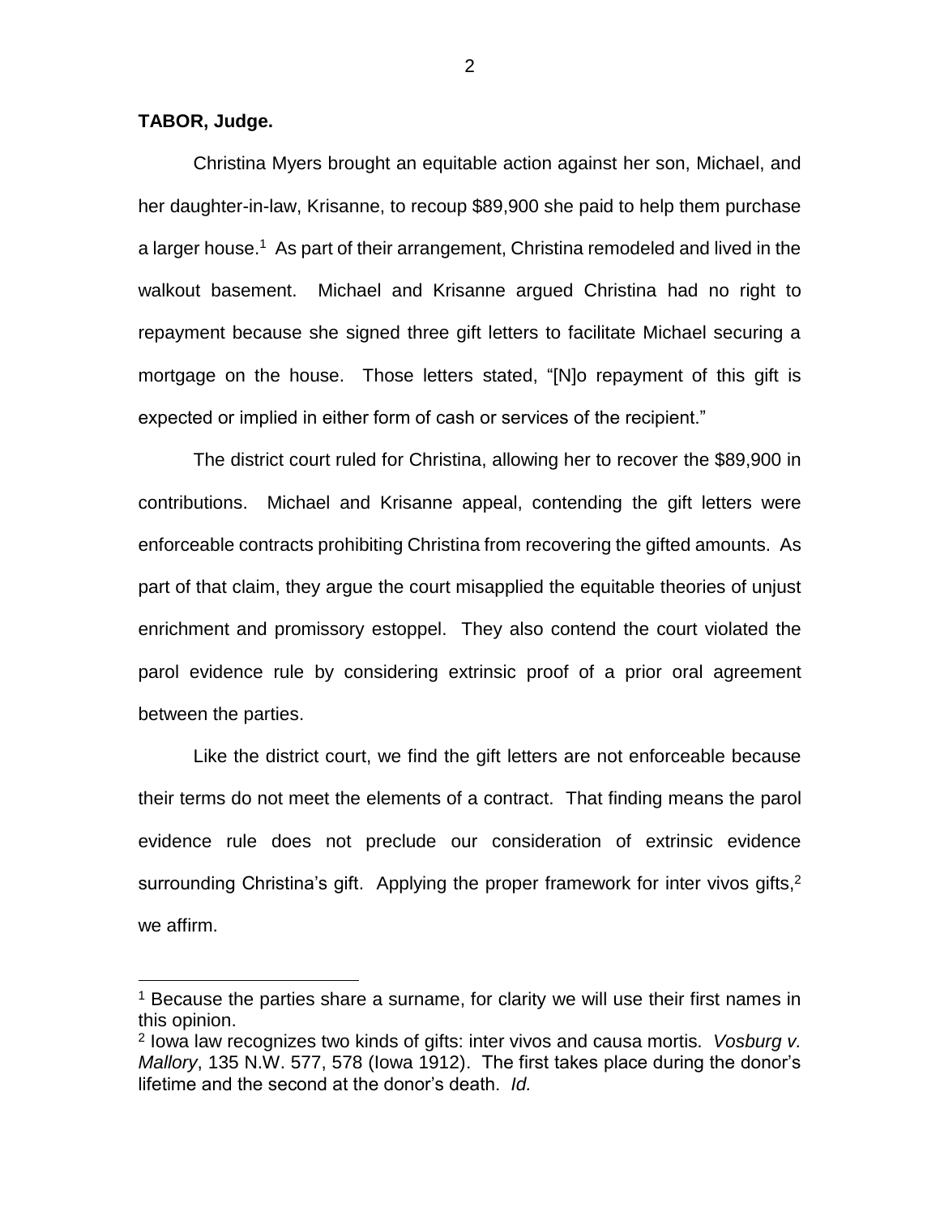**TABOR, Judge.**

Christina Myers brought an equitable action against her son, Michael, and her daughter-in-law, Krisanne, to recoup $89,900 she paid to help them purchase a larger house.[1] As part of their arrangement, Christina remodeled and lived in the walkout basement. Michael and Krisanne argued Christina had no right to repayment because she signed three gift letters to facilitate Michael securing a mortgage on the house. Those letters stated, "[N]o repayment of this gift is expected or implied in either form of cash or services of the recipient."

The district court ruled for Christina, allowing her to recover the $89,900 in contributions. Michael and Krisanne appeal, contending the gift letters were enforceable contracts prohibiting Christina from recovering the gifted amounts. As part of that claim, they argue the court misapplied the equitable theories of unjust enrichment and promissory estoppel. They also contend the court violated the parol evidence rule by considering extrinsic proof of a prior oral agreement between the parties.

Like the district court, we find the gift letters are not enforceable because their terms do not meet the elements of a contract. That finding means the parol evidence rule does not preclude our consideration of extrinsic evidence surrounding Christina's gift. Applying the proper framework for inter vivos gifts,[2] we affirm.

---

[1] Because the parties share a surname, for clarity we will use their first names in this opinion.

[2] Iowa law recognizes two kinds of gifts: inter vivos and causa mortis. *Vosburg v. Mallory*, 135 N.W. 577, 578 (Iowa 1912). The first takes place during the donor's lifetime and the second at the donor's death. *Id.*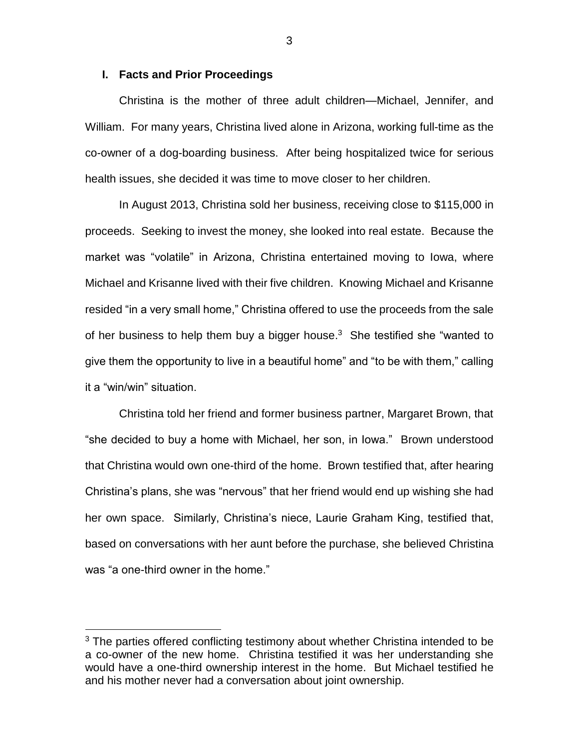## I. Facts and Prior Proceedings

Christina is the mother of three adult children—Michael, Jennifer, and William. For many years, Christina lived alone in Arizona, working full-time as the co-owner of a dog-boarding business. After being hospitalized twice for serious health issues, she decided it was time to move closer to her children.

In August 2013, Christina sold her business, receiving close to $115,000 in proceeds. Seeking to invest the money, she looked into real estate. Because the market was "volatile" in Arizona, Christina entertained moving to Iowa, where Michael and Krisanne lived with their five children. Knowing Michael and Krisanne resided "in a very small home," Christina offered to use the proceeds from the sale of her business to help them buy a bigger house.[3] She testified she "wanted to give them the opportunity to live in a beautiful home" and "to be with them," calling it a "win/win" situation.

Christina told her friend and former business partner, Margaret Brown, that "she decided to buy a home with Michael, her son, in Iowa." Brown understood that Christina would own one-third of the home. Brown testified that, after hearing Christina's plans, she was "nervous" that her friend would end up wishing she had her own space. Similarly, Christina's niece, Laurie Graham King, testified that, based on conversations with her aunt before the purchase, she believed Christina was "a one-third owner in the home."

[3] The parties offered conflicting testimony about whether Christina intended to be a co-owner of the new home. Christina testified it was her understanding she would have a one-third ownership interest in the home. But Michael testified he and his mother never had a conversation about joint ownership.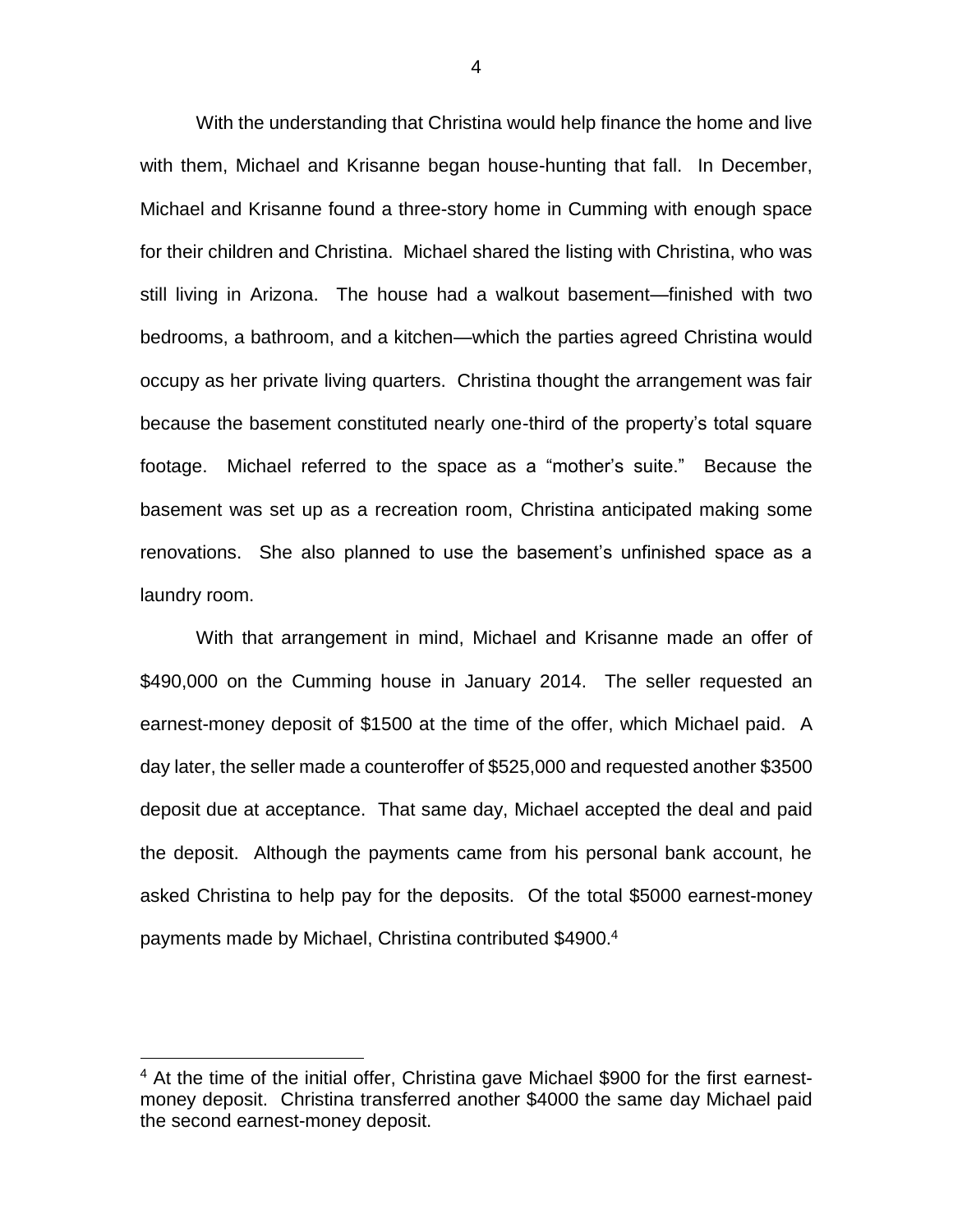With the understanding that Christina would help finance the home and live with them, Michael and Krisanne began house-hunting that fall. In December, Michael and Krisanne found a three-story home in Cumming with enough space for their children and Christina. Michael shared the listing with Christina, who was still living in Arizona. The house had a walkout basement—finished with two bedrooms, a bathroom, and a kitchen—which the parties agreed Christina would occupy as her private living quarters. Christina thought the arrangement was fair because the basement constituted nearly one-third of the property's total square footage. Michael referred to the space as a "mother's suite." Because the basement was set up as a recreation room, Christina anticipated making some renovations. She also planned to use the basement's unfinished space as a laundry room.

With that arrangement in mind, Michael and Krisanne made an offer of \$490,000 on the Cumming house in January 2014. The seller requested an earnest-money deposit of \$1500 at the time of the offer, which Michael paid. A day later, the seller made a counteroffer of \$525,000 and requested another \$3500 deposit due at acceptance. That same day, Michael accepted the deal and paid the deposit. Although the payments came from his personal bank account, he asked Christina to help pay for the deposits. Of the total \$5000 earnest-money payments made by Michael, Christina contributed \$4900.[4]

---

[4] At the time of the initial offer, Christina gave Michael \$900 for the first earnest-money deposit. Christina transferred another \$4000 the same day Michael paid the second earnest-money deposit.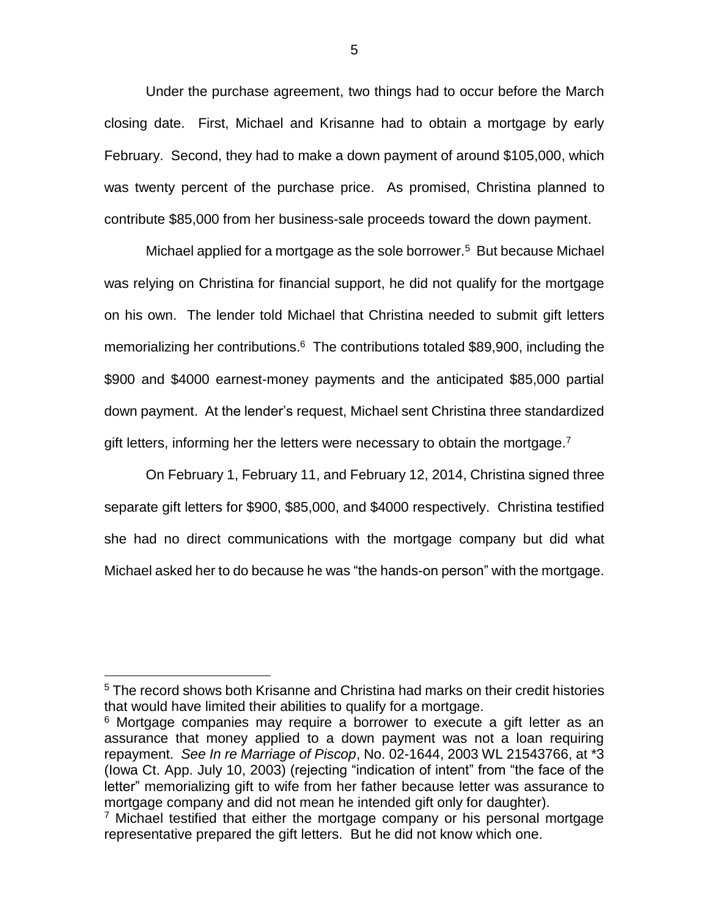Under the purchase agreement, two things had to occur before the March closing date. First, Michael and Krisanne had to obtain a mortgage by early February. Second, they had to make a down payment of around $105,000, which was twenty percent of the purchase price. As promised, Christina planned to contribute $85,000 from her business-sale proceeds toward the down payment.

Michael applied for a mortgage as the sole borrower.[5] But because Michael was relying on Christina for financial support, he did not qualify for the mortgage on his own. The lender told Michael that Christina needed to submit gift letters memorializing her contributions.[6] The contributions totaled $89,900, including the $900 and $4000 earnest-money payments and the anticipated $85,000 partial down payment. At the lender's request, Michael sent Christina three standardized gift letters, informing her the letters were necessary to obtain the mortgage.[7]

On February 1, February 11, and February 12, 2014, Christina signed three separate gift letters for $900, $85,000, and $4000 respectively. Christina testified she had no direct communications with the mortgage company but did what Michael asked her to do because he was "the hands-on person" with the mortgage.

---

[5] The record shows both Krisanne and Christina had marks on their credit histories that would have limited their abilities to qualify for a mortgage.

[6] Mortgage companies may require a borrower to execute a gift letter as an assurance that money applied to a down payment was not a loan requiring repayment. *See In re Marriage of Piscop*, No. 02-1644, 2003 WL 21543766, at *3 (Iowa Ct. App. July 10, 2003) (rejecting "indication of intent" from "the face of the letter" memorializing gift to wife from her father because letter was assurance to mortgage company and did not mean he intended gift only for daughter).

[7] Michael testified that either the mortgage company or his personal mortgage representative prepared the gift letters. But he did not know which one.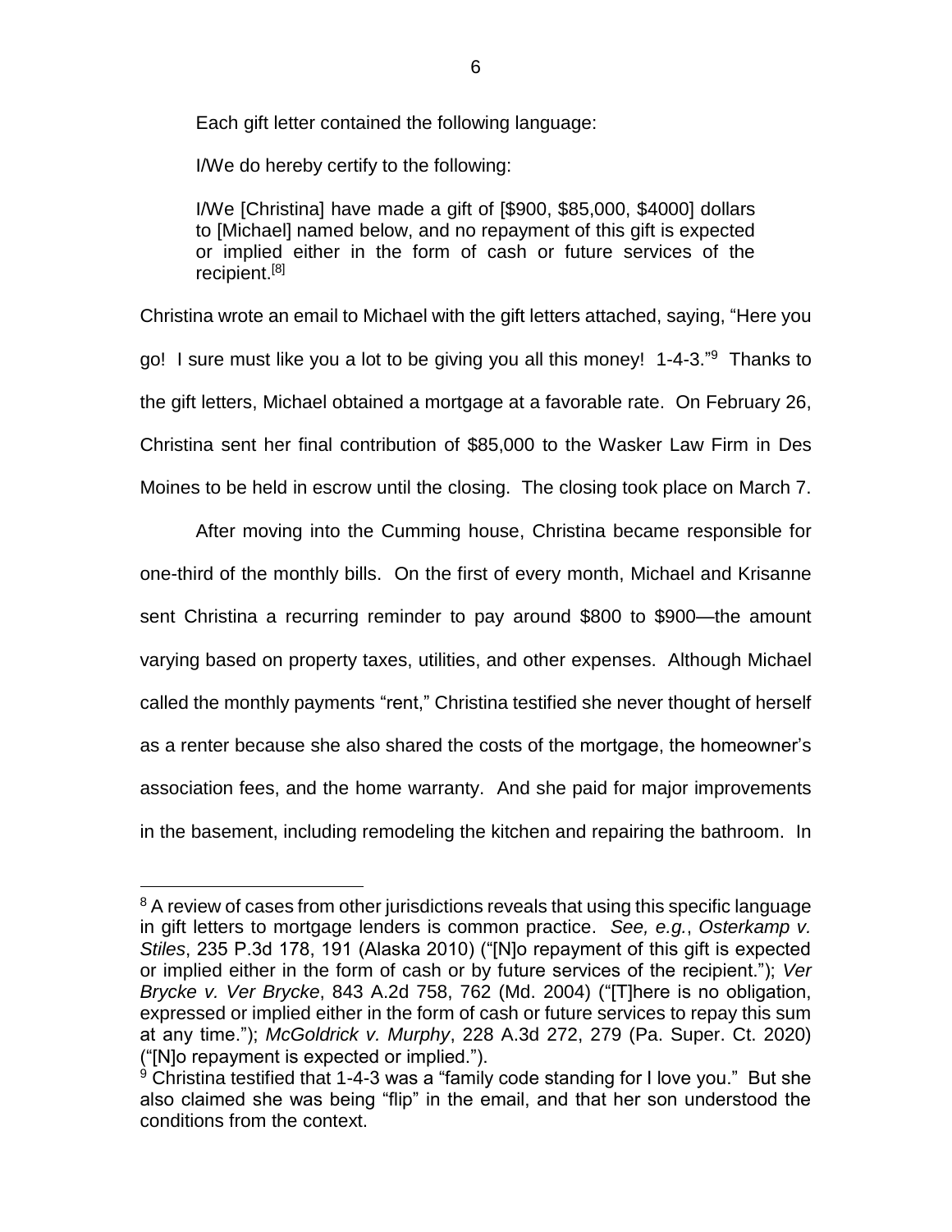Each gift letter contained the following language:

> I/We do hereby certify to the following:
>
> I/We [Christina] have made a gift of [$900, $85,000, $4000] dollars to [Michael] named below, and no repayment of this gift is expected or implied either in the form of cash or future services of the recipient.[8]

Christina wrote an email to Michael with the gift letters attached, saying, "Here you go! I sure must like you a lot to be giving you all this money! 1-4-3."[9] Thanks to the gift letters, Michael obtained a mortgage at a favorable rate. On February 26, Christina sent her final contribution of $85,000 to the Wasker Law Firm in Des Moines to be held in escrow until the closing. The closing took place on March 7.

After moving into the Cumming house, Christina became responsible for one-third of the monthly bills. On the first of every month, Michael and Krisanne sent Christina a recurring reminder to pay around $800 to $900—the amount varying based on property taxes, utilities, and other expenses. Although Michael called the monthly payments "rent," Christina testified she never thought of herself as a renter because she also shared the costs of the mortgage, the homeowner's association fees, and the home warranty. And she paid for major improvements in the basement, including remodeling the kitchen and repairing the bathroom. In

---

[8] A review of cases from other jurisdictions reveals that using this specific language in gift letters to mortgage lenders is common practice. *See, e.g.*, *Osterkamp v. Stiles*, 235 P.3d 178, 191 (Alaska 2010) ("[N]o repayment of this gift is expected or implied either in the form of cash or by future services of the recipient."); *Ver Brycke v. Ver Brycke*, 843 A.2d 758, 762 (Md. 2004) ("[T]here is no obligation, expressed or implied either in the form of cash or future services to repay this sum at any time."); *McGoldrick v. Murphy*, 228 A.3d 272, 279 (Pa. Super. Ct. 2020) ("[N]o repayment is expected or implied.").

[9] Christina testified that 1-4-3 was a "family code standing for I love you." But she also claimed she was being "flip" in the email, and that her son understood the conditions from the context.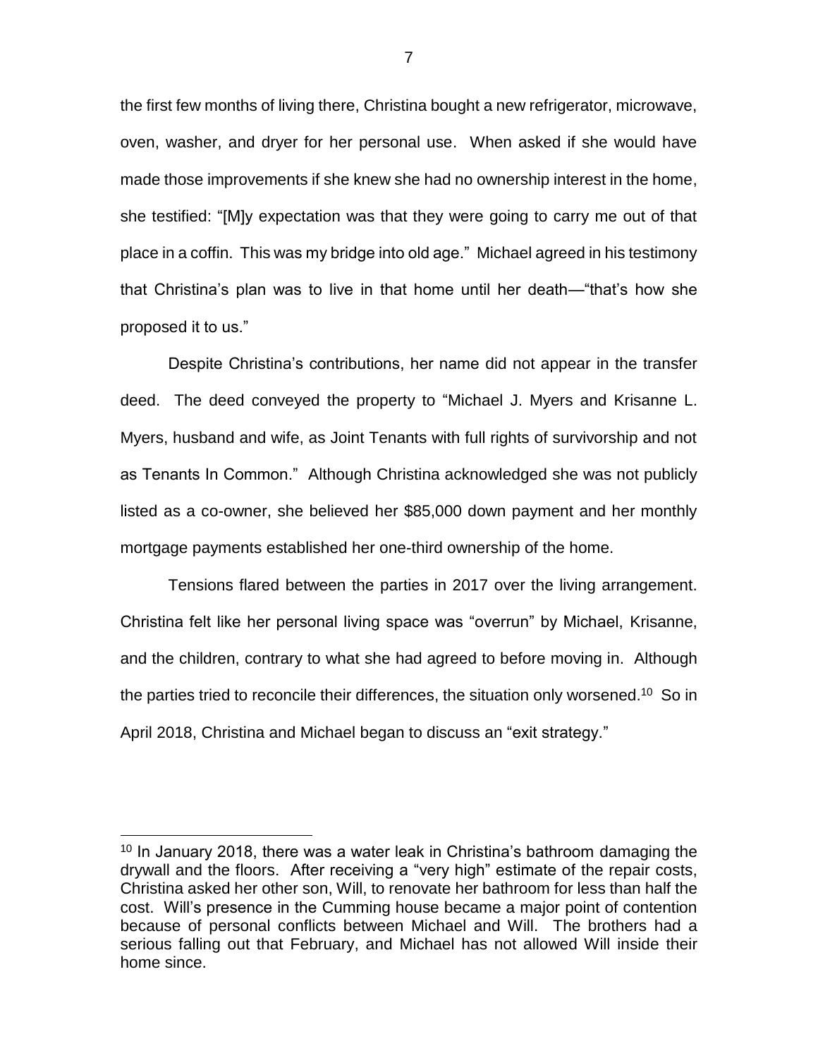the first few months of living there, Christina bought a new refrigerator, microwave, oven, washer, and dryer for her personal use. When asked if she would have made those improvements if she knew she had no ownership interest in the home, she testified: "[M]y expectation was that they were going to carry me out of that place in a coffin. This was my bridge into old age." Michael agreed in his testimony that Christina's plan was to live in that home until her death—"that's how she proposed it to us."

Despite Christina's contributions, her name did not appear in the transfer deed. The deed conveyed the property to "Michael J. Myers and Krisanne L. Myers, husband and wife, as Joint Tenants with full rights of survivorship and not as Tenants In Common." Although Christina acknowledged she was not publicly listed as a co-owner, she believed her $85,000 down payment and her monthly mortgage payments established her one-third ownership of the home.

Tensions flared between the parties in 2017 over the living arrangement. Christina felt like her personal living space was "overrun" by Michael, Krisanne, and the children, contrary to what she had agreed to before moving in. Although the parties tried to reconcile their differences, the situation only worsened.[10] So in April 2018, Christina and Michael began to discuss an "exit strategy."

[10] In January 2018, there was a water leak in Christina's bathroom damaging the drywall and the floors. After receiving a "very high" estimate of the repair costs, Christina asked her other son, Will, to renovate her bathroom for less than half the cost. Will's presence in the Cumming house became a major point of contention because of personal conflicts between Michael and Will. The brothers had a serious falling out that February, and Michael has not allowed Will inside their home since.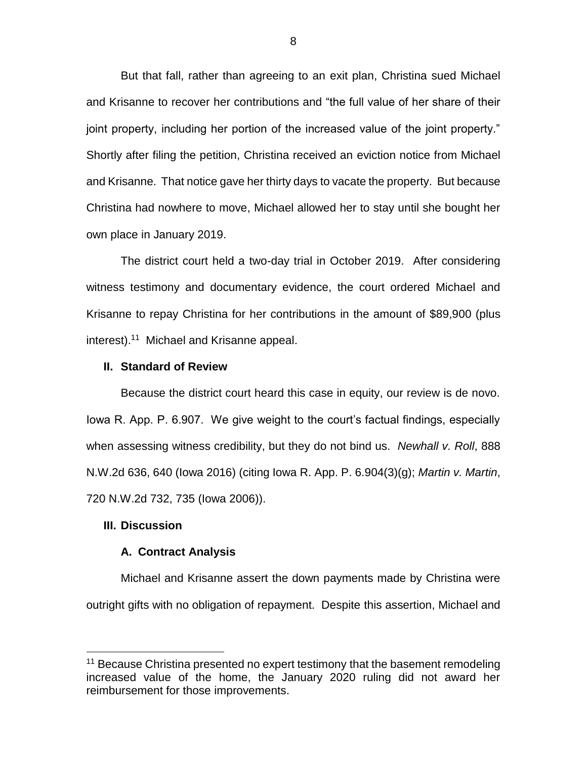But that fall, rather than agreeing to an exit plan, Christina sued Michael and Krisanne to recover her contributions and "the full value of her share of their joint property, including her portion of the increased value of the joint property." Shortly after filing the petition, Christina received an eviction notice from Michael and Krisanne. That notice gave her thirty days to vacate the property. But because Christina had nowhere to move, Michael allowed her to stay until she bought her own place in January 2019.

The district court held a two-day trial in October 2019. After considering witness testimony and documentary evidence, the court ordered Michael and Krisanne to repay Christina for her contributions in the amount of $89,900 (plus interest).[11] Michael and Krisanne appeal.

## II. Standard of Review

Because the district court heard this case in equity, our review is de novo. Iowa R. App. P. 6.907. We give weight to the court's factual findings, especially when assessing witness credibility, but they do not bind us. *Newhall v. Roll*, 888 N.W.2d 636, 640 (Iowa 2016) (citing Iowa R. App. P. 6.904(3)(g); *Martin v. Martin*, 720 N.W.2d 732, 735 (Iowa 2006)).

## III. Discussion

### A. Contract Analysis

Michael and Krisanne assert the down payments made by Christina were outright gifts with no obligation of repayment. Despite this assertion, Michael and

---

[11] Because Christina presented no expert testimony that the basement remodeling increased value of the home, the January 2020 ruling did not award her reimbursement for those improvements.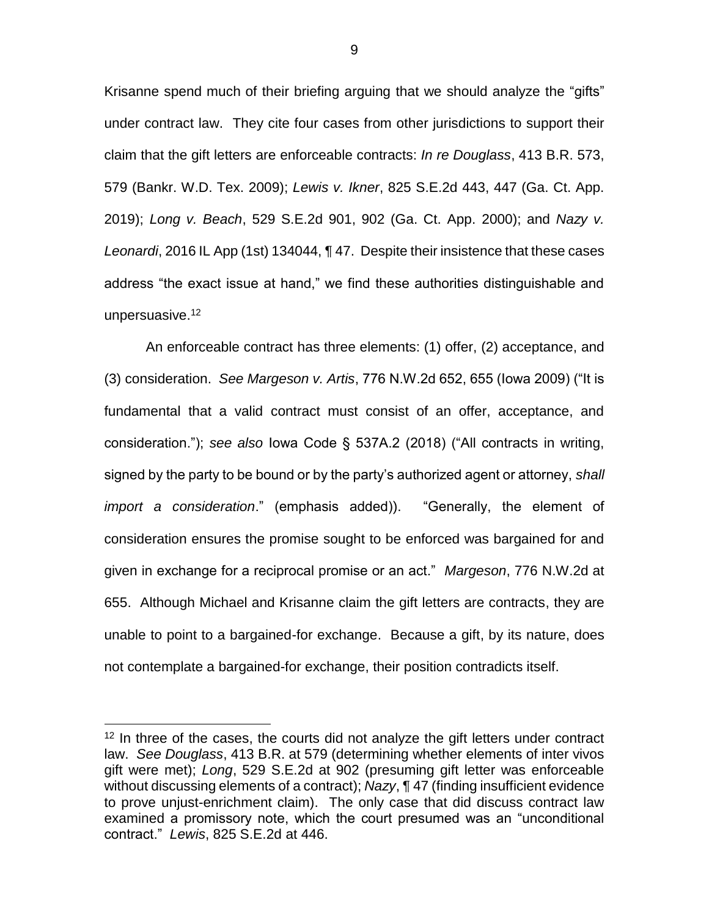Krisanne spend much of their briefing arguing that we should analyze the "gifts" under contract law. They cite four cases from other jurisdictions to support their claim that the gift letters are enforceable contracts: *In re Douglass*, 413 B.R. 573, 579 (Bankr. W.D. Tex. 2009); *Lewis v. Ikner*, 825 S.E.2d 443, 447 (Ga. Ct. App. 2019); *Long v. Beach*, 529 S.E.2d 901, 902 (Ga. Ct. App. 2000); and *Nazy v. Leonardi*, 2016 IL App (1st) 134044, ¶ 47. Despite their insistence that these cases address "the exact issue at hand," we find these authorities distinguishable and unpersuasive.[12]

An enforceable contract has three elements: (1) offer, (2) acceptance, and (3) consideration. *See Margeson v. Artis*, 776 N.W.2d 652, 655 (Iowa 2009) ("It is fundamental that a valid contract must consist of an offer, acceptance, and consideration."); *see also* Iowa Code § 537A.2 (2018) ("All contracts in writing, signed by the party to be bound or by the party's authorized agent or attorney, *shall import a consideration*." (emphasis added)). "Generally, the element of consideration ensures the promise sought to be enforced was bargained for and given in exchange for a reciprocal promise or an act." *Margeson*, 776 N.W.2d at 655. Although Michael and Krisanne claim the gift letters are contracts, they are unable to point to a bargained-for exchange. Because a gift, by its nature, does not contemplate a bargained-for exchange, their position contradicts itself.

---

[12] In three of the cases, the courts did not analyze the gift letters under contract law. *See Douglass*, 413 B.R. at 579 (determining whether elements of inter vivos gift were met); *Long*, 529 S.E.2d at 902 (presuming gift letter was enforceable without discussing elements of a contract); *Nazy*, ¶ 47 (finding insufficient evidence to prove unjust-enrichment claim). The only case that did discuss contract law examined a promissory note, which the court presumed was an "unconditional contract." *Lewis*, 825 S.E.2d at 446.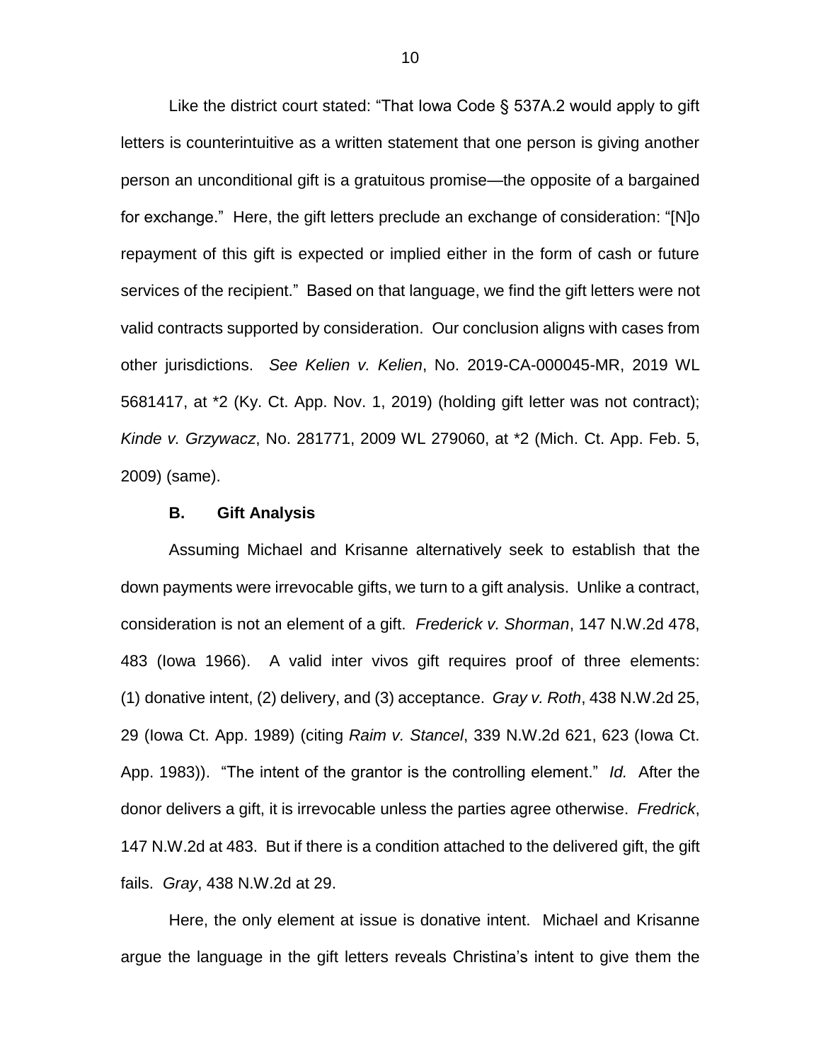Like the district court stated: "That Iowa Code § 537A.2 would apply to gift letters is counterintuitive as a written statement that one person is giving another person an unconditional gift is a gratuitous promise—the opposite of a bargained for exchange." Here, the gift letters preclude an exchange of consideration: "[N]o repayment of this gift is expected or implied either in the form of cash or future services of the recipient." Based on that language, we find the gift letters were not valid contracts supported by consideration. Our conclusion aligns with cases from other jurisdictions. *See Kelien v. Kelien*, No. 2019-CA-000045-MR, 2019 WL 5681417, at *2 (Ky. Ct. App. Nov. 1, 2019) (holding gift letter was not contract); *Kinde v. Grzywacz*, No. 281771, 2009 WL 279060, at *2 (Mich. Ct. App. Feb. 5, 2009) (same).

### B. Gift Analysis

Assuming Michael and Krisanne alternatively seek to establish that the down payments were irrevocable gifts, we turn to a gift analysis. Unlike a contract, consideration is not an element of a gift. *Frederick v. Shorman*, 147 N.W.2d 478, 483 (Iowa 1966). A valid inter vivos gift requires proof of three elements: (1) donative intent, (2) delivery, and (3) acceptance. *Gray v. Roth*, 438 N.W.2d 25, 29 (Iowa Ct. App. 1989) (citing *Raim v. Stancel*, 339 N.W.2d 621, 623 (Iowa Ct. App. 1983)). "The intent of the grantor is the controlling element." *Id.* After the donor delivers a gift, it is irrevocable unless the parties agree otherwise. *Fredrick*, 147 N.W.2d at 483. But if there is a condition attached to the delivered gift, the gift fails. *Gray*, 438 N.W.2d at 29.

Here, the only element at issue is donative intent. Michael and Krisanne argue the language in the gift letters reveals Christina's intent to give them the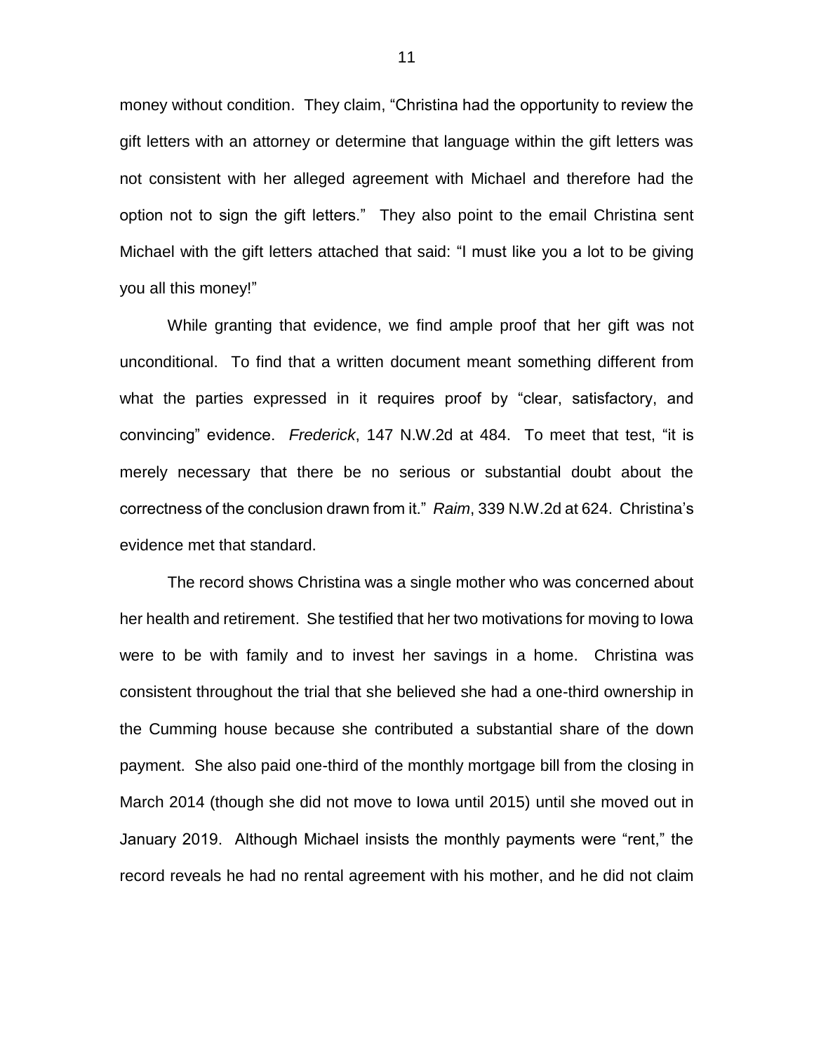money without condition. They claim, "Christina had the opportunity to review the gift letters with an attorney or determine that language within the gift letters was not consistent with her alleged agreement with Michael and therefore had the option not to sign the gift letters." They also point to the email Christina sent Michael with the gift letters attached that said: "I must like you a lot to be giving you all this money!"

While granting that evidence, we find ample proof that her gift was not unconditional. To find that a written document meant something different from what the parties expressed in it requires proof by "clear, satisfactory, and convincing" evidence. *Frederick*, 147 N.W.2d at 484. To meet that test, "it is merely necessary that there be no serious or substantial doubt about the correctness of the conclusion drawn from it." *Raim*, 339 N.W.2d at 624. Christina's evidence met that standard.

The record shows Christina was a single mother who was concerned about her health and retirement. She testified that her two motivations for moving to Iowa were to be with family and to invest her savings in a home. Christina was consistent throughout the trial that she believed she had a one-third ownership in the Cumming house because she contributed a substantial share of the down payment. She also paid one-third of the monthly mortgage bill from the closing in March 2014 (though she did not move to Iowa until 2015) until she moved out in January 2019. Although Michael insists the monthly payments were "rent," the record reveals he had no rental agreement with his mother, and he did not claim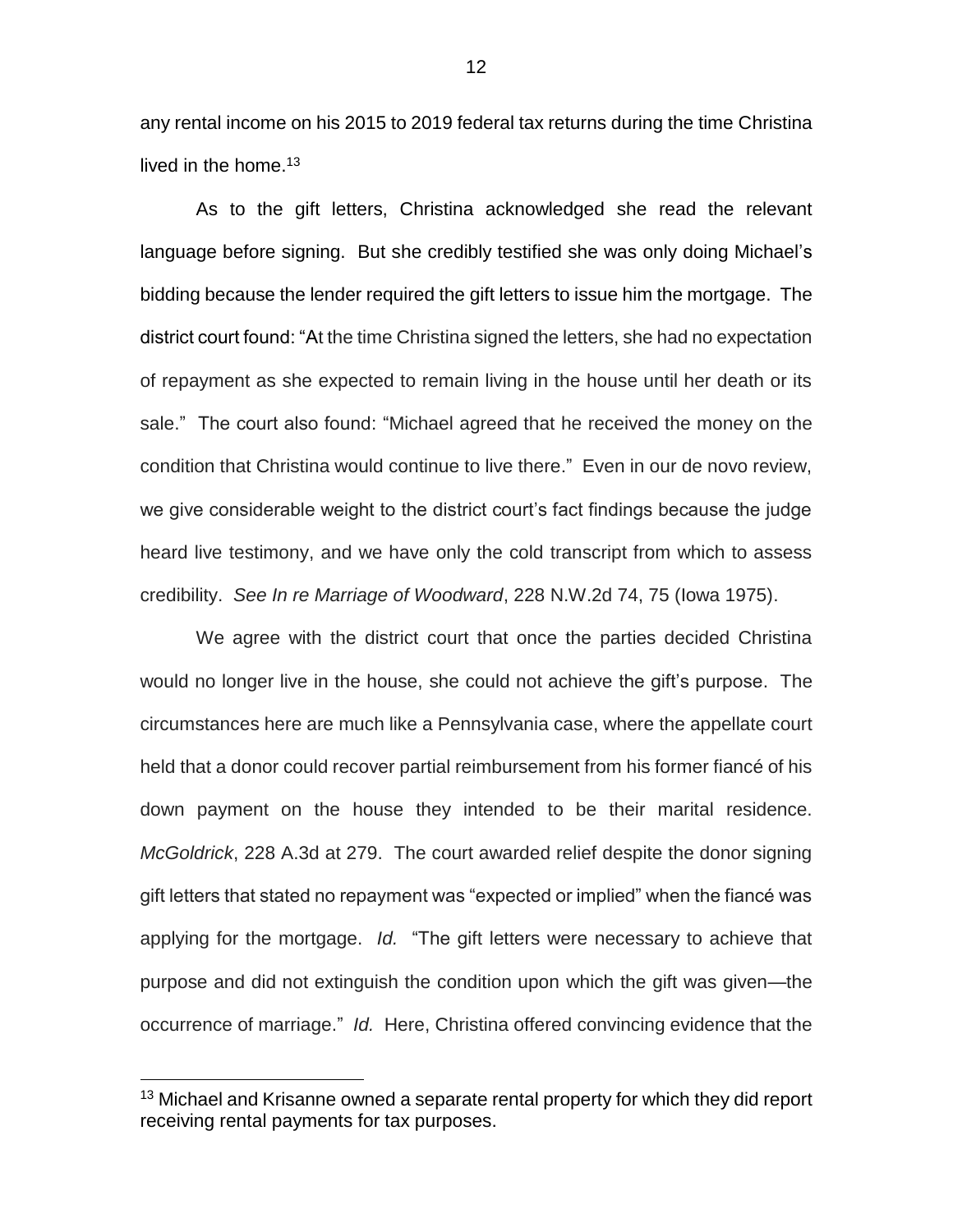any rental income on his 2015 to 2019 federal tax returns during the time Christina lived in the home.[13]

As to the gift letters, Christina acknowledged she read the relevant language before signing. But she credibly testified she was only doing Michael's bidding because the lender required the gift letters to issue him the mortgage. The district court found: "At the time Christina signed the letters, she had no expectation of repayment as she expected to remain living in the house until her death or its sale." The court also found: "Michael agreed that he received the money on the condition that Christina would continue to live there." Even in our de novo review, we give considerable weight to the district court's fact findings because the judge heard live testimony, and we have only the cold transcript from which to assess credibility. *See In re Marriage of Woodward*, 228 N.W.2d 74, 75 (Iowa 1975).

We agree with the district court that once the parties decided Christina would no longer live in the house, she could not achieve the gift's purpose. The circumstances here are much like a Pennsylvania case, where the appellate court held that a donor could recover partial reimbursement from his former fiancé of his down payment on the house they intended to be their marital residence. *McGoldrick*, 228 A.3d at 279. The court awarded relief despite the donor signing gift letters that stated no repayment was "expected or implied" when the fiancé was applying for the mortgage. *Id.* "The gift letters were necessary to achieve that purpose and did not extinguish the condition upon which the gift was given—the occurrence of marriage." *Id.* Here, Christina offered convincing evidence that the

---

[13] Michael and Krisanne owned a separate rental property for which they did report receiving rental payments for tax purposes.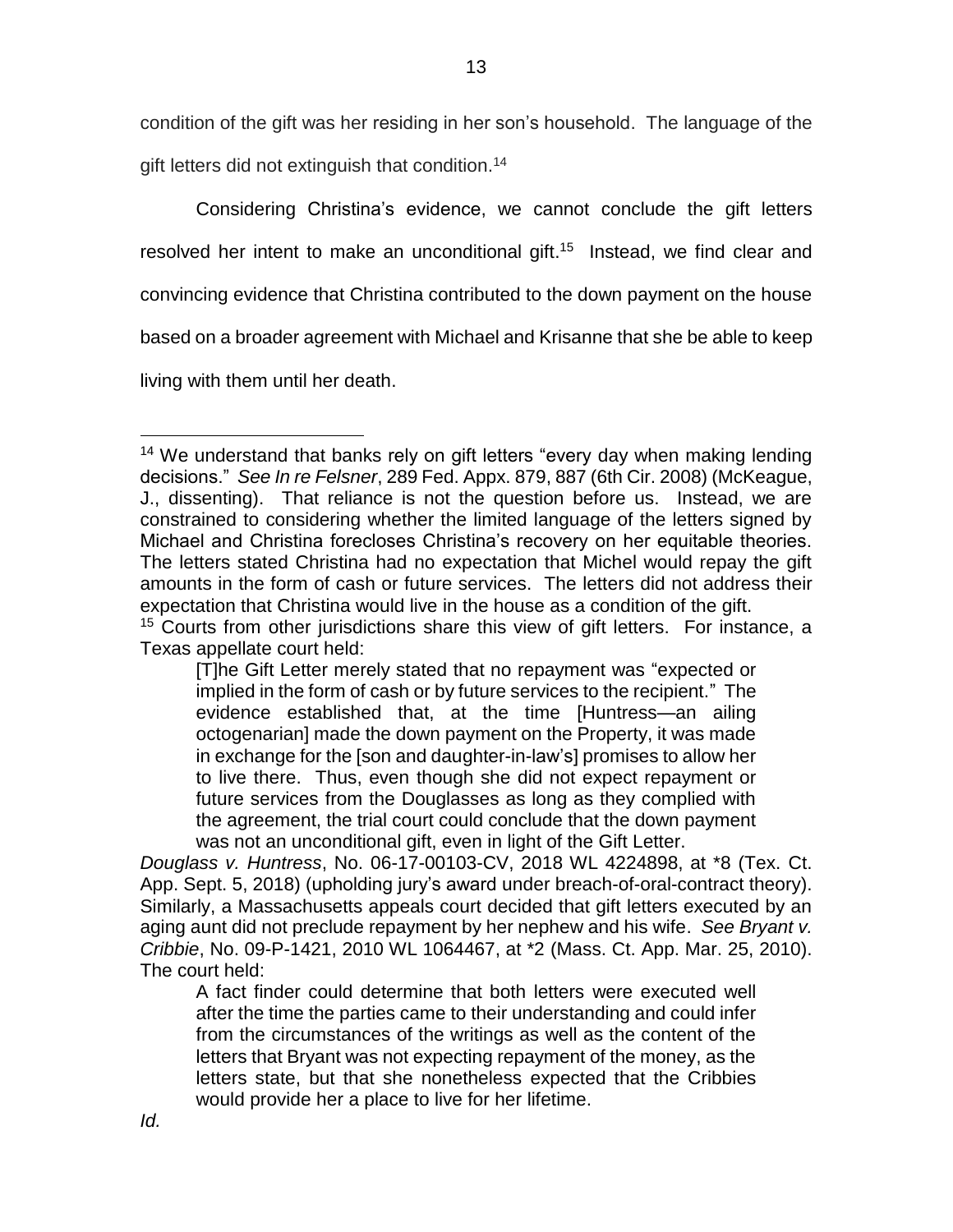condition of the gift was her residing in her son's household. The language of the gift letters did not extinguish that condition.[14]

Considering Christina's evidence, we cannot conclude the gift letters resolved her intent to make an unconditional gift.[15] Instead, we find clear and convincing evidence that Christina contributed to the down payment on the house based on a broader agreement with Michael and Krisanne that she be able to keep living with them until her death.

---

[14] We understand that banks rely on gift letters "every day when making lending decisions." *See In re Felsner*, 289 Fed. Appx. 879, 887 (6th Cir. 2008) (McKeague, J., dissenting). That reliance is not the question before us. Instead, we are constrained to considering whether the limited language of the letters signed by Michael and Christina forecloses Christina's recovery on her equitable theories. The letters stated Christina had no expectation that Michel would repay the gift amounts in the form of cash or future services. The letters did not address their expectation that Christina would live in the house as a condition of the gift.

[15] Courts from other jurisdictions share this view of gift letters. For instance, a Texas appellate court held:

> [T]he Gift Letter merely stated that no repayment was "expected or implied in the form of cash or by future services to the recipient." The evidence established that, at the time [Huntress—an ailing octogenarian] made the down payment on the Property, it was made in exchange for the [son and daughter-in-law's] promises to allow her to live there. Thus, even though she did not expect repayment or future services from the Douglasses as long as they complied with the agreement, the trial court could conclude that the down payment was not an unconditional gift, even in light of the Gift Letter.

*Douglass v. Huntress*, No. 06-17-00103-CV, 2018 WL 4224898, at *8 (Tex. Ct. App. Sept. 5, 2018) (upholding jury's award under breach-of-oral-contract theory). Similarly, a Massachusetts appeals court decided that gift letters executed by an aging aunt did not preclude repayment by her nephew and his wife. *See Bryant v. Cribbie*, No. 09-P-1421, 2010 WL 1064467, at *2 (Mass. Ct. App. Mar. 25, 2010). The court held:

> A fact finder could determine that both letters were executed well after the time the parties came to their understanding and could infer from the circumstances of the writings as well as the content of the letters that Bryant was not expecting repayment of the money, as the letters state, but that she nonetheless expected that the Cribbies would provide her a place to live for her lifetime.

*Id.*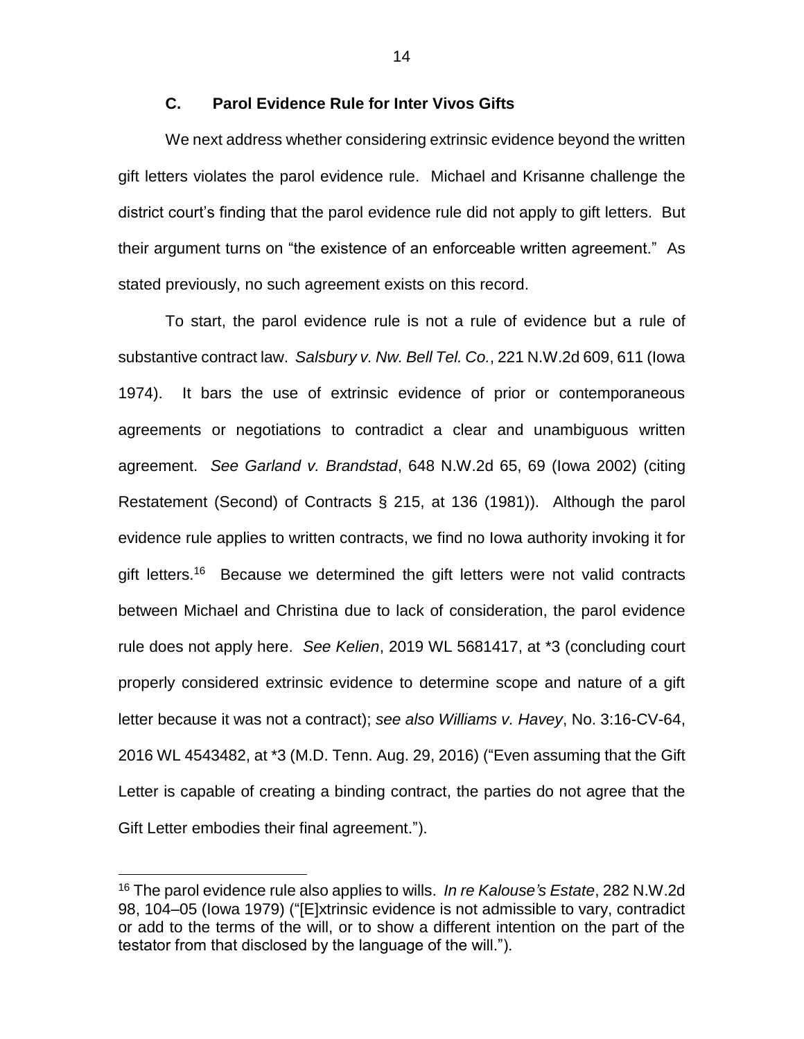### C. Parol Evidence Rule for Inter Vivos Gifts

We next address whether considering extrinsic evidence beyond the written gift letters violates the parol evidence rule. Michael and Krisanne challenge the district court's finding that the parol evidence rule did not apply to gift letters. But their argument turns on "the existence of an enforceable written agreement." As stated previously, no such agreement exists on this record.

To start, the parol evidence rule is not a rule of evidence but a rule of substantive contract law. *Salsbury v. Nw. Bell Tel. Co.*, 221 N.W.2d 609, 611 (Iowa 1974). It bars the use of extrinsic evidence of prior or contemporaneous agreements or negotiations to contradict a clear and unambiguous written agreement. *See Garland v. Brandstad*, 648 N.W.2d 65, 69 (Iowa 2002) (citing Restatement (Second) of Contracts § 215, at 136 (1981)). Although the parol evidence rule applies to written contracts, we find no Iowa authority invoking it for gift letters.[16] Because we determined the gift letters were not valid contracts between Michael and Christina due to lack of consideration, the parol evidence rule does not apply here. *See Kelien*, 2019 WL 5681417, at \*3 (concluding court properly considered extrinsic evidence to determine scope and nature of a gift letter because it was not a contract); *see also Williams v. Havey*, No. 3:16-CV-64, 2016 WL 4543482, at \*3 (M.D. Tenn. Aug. 29, 2016) ("Even assuming that the Gift Letter is capable of creating a binding contract, the parties do not agree that the Gift Letter embodies their final agreement.").

---

[16] The parol evidence rule also applies to wills. *In re Kalouse's Estate*, 282 N.W.2d 98, 104–05 (Iowa 1979) ("[E]xtrinsic evidence is not admissible to vary, contradict or add to the terms of the will, or to show a different intention on the part of the testator from that disclosed by the language of the will.").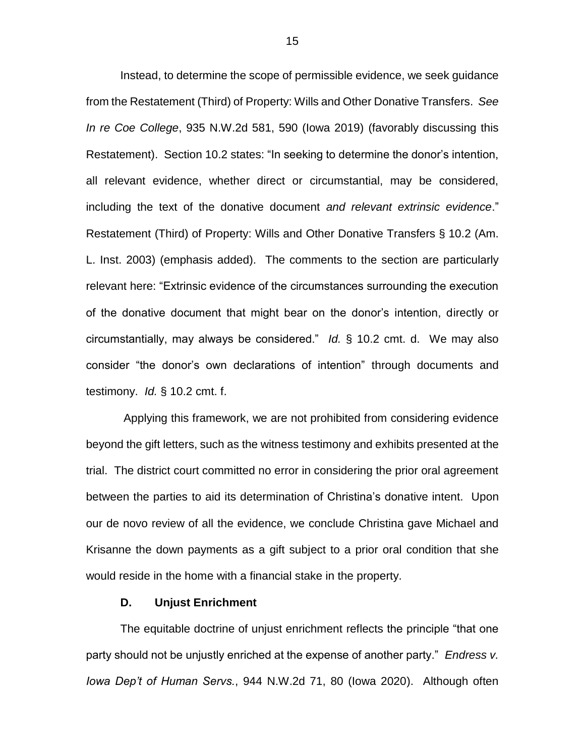Instead, to determine the scope of permissible evidence, we seek guidance from the Restatement (Third) of Property: Wills and Other Donative Transfers. *See In re Coe College*, 935 N.W.2d 581, 590 (Iowa 2019) (favorably discussing this Restatement). Section 10.2 states: "In seeking to determine the donor's intention, all relevant evidence, whether direct or circumstantial, may be considered, including the text of the donative document *and relevant extrinsic evidence*." Restatement (Third) of Property: Wills and Other Donative Transfers § 10.2 (Am. L. Inst. 2003) (emphasis added). The comments to the section are particularly relevant here: "Extrinsic evidence of the circumstances surrounding the execution of the donative document that might bear on the donor's intention, directly or circumstantially, may always be considered." *Id.* § 10.2 cmt. d. We may also consider "the donor's own declarations of intention" through documents and testimony. *Id.* § 10.2 cmt. f.

Applying this framework, we are not prohibited from considering evidence beyond the gift letters, such as the witness testimony and exhibits presented at the trial. The district court committed no error in considering the prior oral agreement between the parties to aid its determination of Christina's donative intent. Upon our de novo review of all the evidence, we conclude Christina gave Michael and Krisanne the down payments as a gift subject to a prior oral condition that she would reside in the home with a financial stake in the property.

### D. Unjust Enrichment

The equitable doctrine of unjust enrichment reflects the principle "that one party should not be unjustly enriched at the expense of another party." *Endress v. Iowa Dep't of Human Servs.*, 944 N.W.2d 71, 80 (Iowa 2020). Although often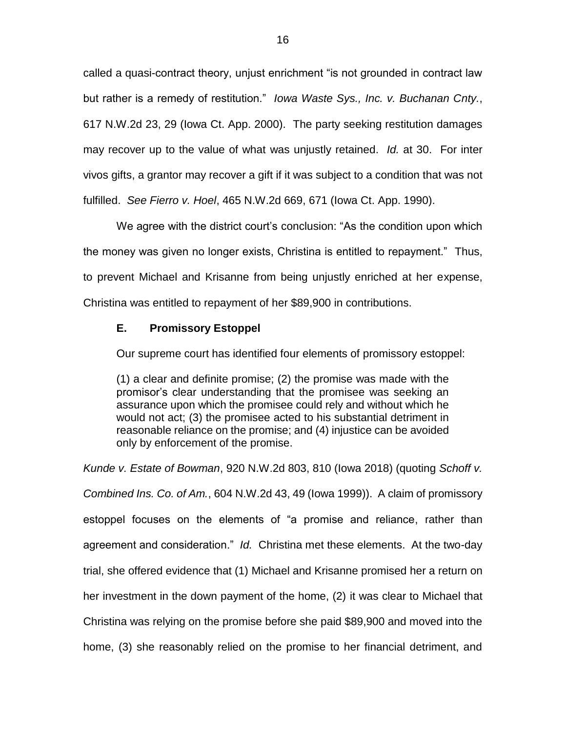called a quasi-contract theory, unjust enrichment "is not grounded in contract law but rather is a remedy of restitution." *Iowa Waste Sys., Inc. v. Buchanan Cnty.*, 617 N.W.2d 23, 29 (Iowa Ct. App. 2000). The party seeking restitution damages may recover up to the value of what was unjustly retained. *Id.* at 30. For inter vivos gifts, a grantor may recover a gift if it was subject to a condition that was not fulfilled. *See Fierro v. Hoel*, 465 N.W.2d 669, 671 (Iowa Ct. App. 1990).

We agree with the district court's conclusion: "As the condition upon which the money was given no longer exists, Christina is entitled to repayment." Thus, to prevent Michael and Krisanne from being unjustly enriched at her expense, Christina was entitled to repayment of her $89,900 in contributions.

### E. Promissory Estoppel

Our supreme court has identified four elements of promissory estoppel:

> (1) a clear and definite promise; (2) the promise was made with the promisor's clear understanding that the promisee was seeking an assurance upon which the promisee could rely and without which he would not act; (3) the promisee acted to his substantial detriment in reasonable reliance on the promise; and (4) injustice can be avoided only by enforcement of the promise.

*Kunde v. Estate of Bowman*, 920 N.W.2d 803, 810 (Iowa 2018) (quoting *Schoff v. Combined Ins. Co. of Am.*, 604 N.W.2d 43, 49 (Iowa 1999)). A claim of promissory estoppel focuses on the elements of "a promise and reliance, rather than agreement and consideration." *Id.* Christina met these elements. At the two-day trial, she offered evidence that (1) Michael and Krisanne promised her a return on her investment in the down payment of the home, (2) it was clear to Michael that Christina was relying on the promise before she paid $89,900 and moved into the home, (3) she reasonably relied on the promise to her financial detriment, and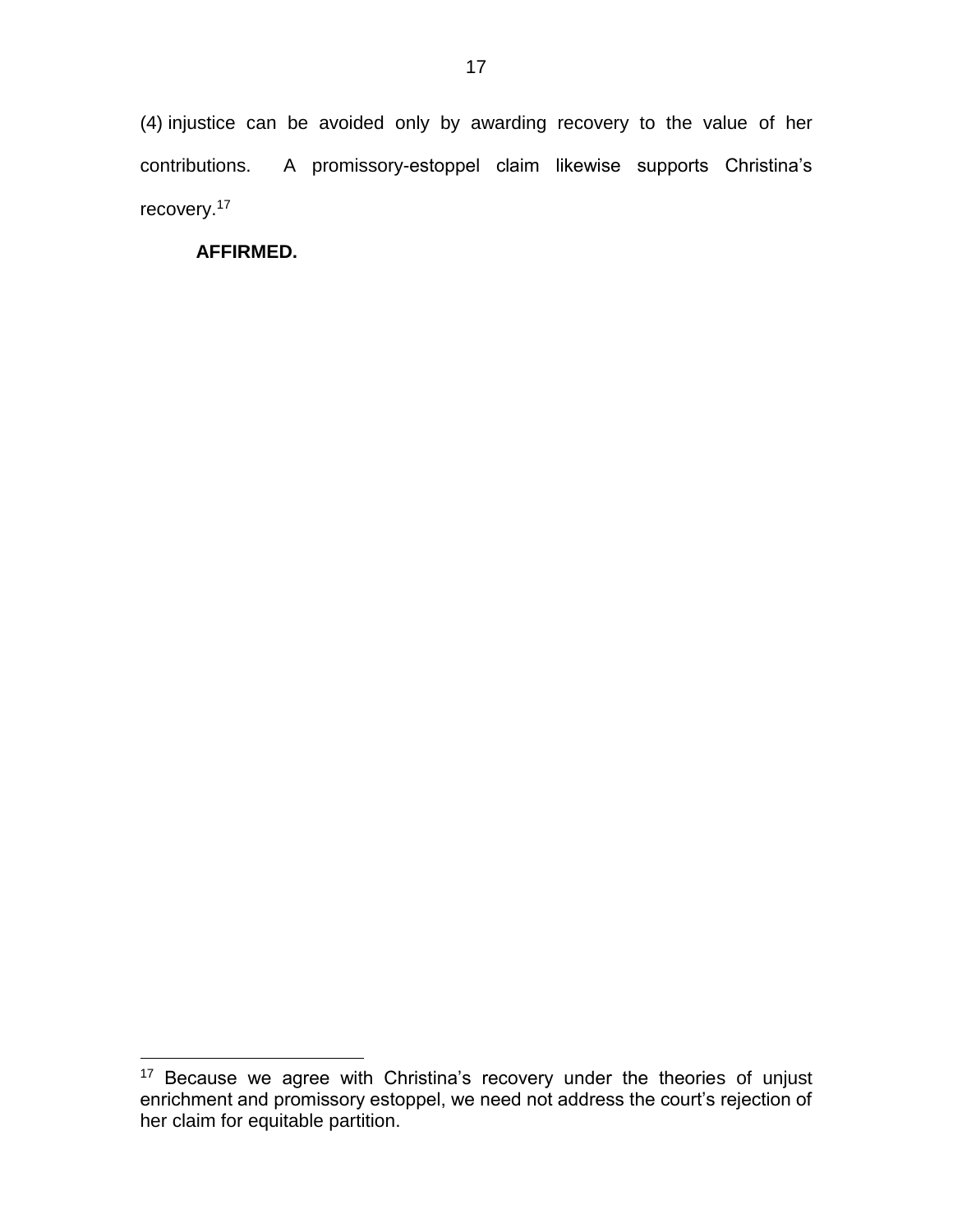(4) injustice can be avoided only by awarding recovery to the value of her contributions. A promissory-estoppel claim likewise supports Christina's recovery.[17]

**AFFIRMED.**

[17] Because we agree with Christina's recovery under the theories of unjust enrichment and promissory estoppel, we need not address the court's rejection of her claim for equitable partition.